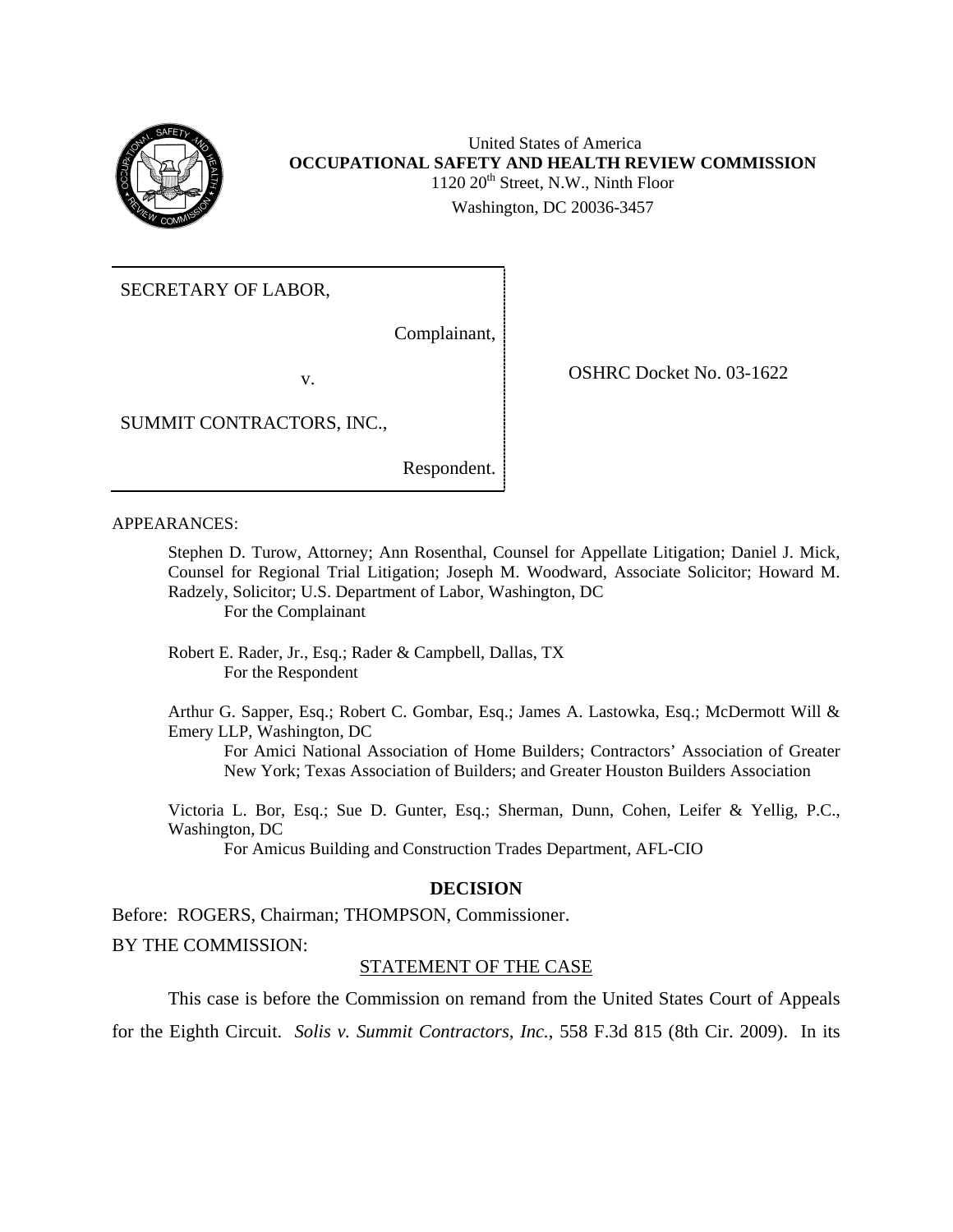United States of America
**OCCUPATIONAL SAFETY AND HEALTH REVIEW COMMISSION**
1120 20th Street, N.W., Ninth Floor
Washington, DC 20036-3457

| | |
|---|---|
| SECRETARY OF LABOR,<br><br>Complainant,<br><br>v.<br><br>SUMMIT CONTRACTORS, INC.,<br><br>Respondent. | OSHRC Docket No. 03-1622 |

APPEARANCES:

Stephen D. Turow, Attorney; Ann Rosenthal, Counsel for Appellate Litigation; Daniel J. Mick, Counsel for Regional Trial Litigation; Joseph M. Woodward, Associate Solicitor; Howard M. Radzely, Solicitor; U.S. Department of Labor, Washington, DC
For the Complainant

Robert E. Rader, Jr., Esq.; Rader & Campbell, Dallas, TX
For the Respondent

Arthur G. Sapper, Esq.; Robert C. Gombar, Esq.; James A. Lastowka, Esq.; McDermott Will & Emery LLP, Washington, DC
For Amici National Association of Home Builders; Contractors' Association of Greater New York; Texas Association of Builders; and Greater Houston Builders Association

Victoria L. Bor, Esq.; Sue D. Gunter, Esq.; Sherman, Dunn, Cohen, Leifer & Yellig, P.C., Washington, DC
For Amicus Building and Construction Trades Department, AFL-CIO

## DECISION

Before: ROGERS, Chairman; THOMPSON, Commissioner.

BY THE COMMISSION:

### STATEMENT OF THE CASE

This case is before the Commission on remand from the United States Court of Appeals for the Eighth Circuit. *Solis v. Summit Contractors, Inc.*, 558 F.3d 815 (8th Cir. 2009). In its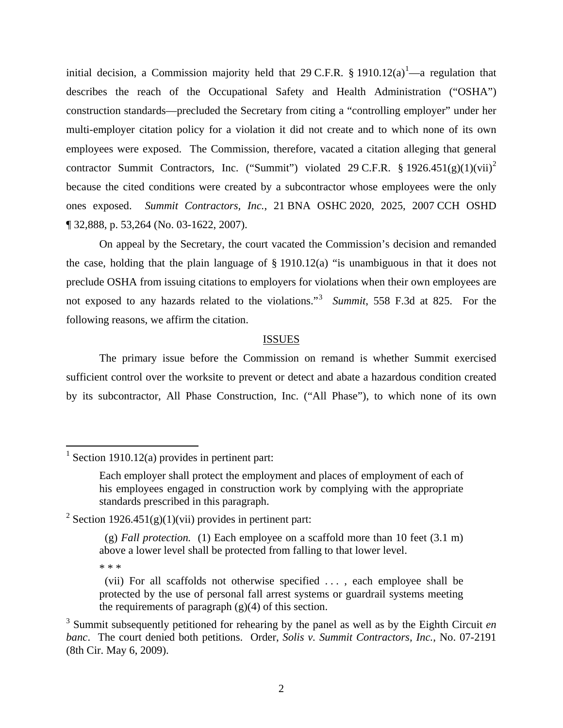initial decision, a Commission majority held that 29 C.F.R. § 1910.12(a)[1]—a regulation that describes the reach of the Occupational Safety and Health Administration ("OSHA") construction standards—precluded the Secretary from citing a "controlling employer" under her multi-employer citation policy for a violation it did not create and to which none of its own employees were exposed. The Commission, therefore, vacated a citation alleging that general contractor Summit Contractors, Inc. ("Summit") violated 29 C.F.R. § 1926.451(g)(1)(vii)[2] because the cited conditions were created by a subcontractor whose employees were the only ones exposed. *Summit Contractors, Inc.*, 21 BNA OSHC 2020, 2025, 2007 CCH OSHD ¶ 32,888, p. 53,264 (No. 03-1622, 2007).

On appeal by the Secretary, the court vacated the Commission's decision and remanded the case, holding that the plain language of § 1910.12(a) "is unambiguous in that it does not preclude OSHA from issuing citations to employers for violations when their own employees are not exposed to any hazards related to the violations."[3] *Summit*, 558 F.3d at 825. For the following reasons, we affirm the citation.

## ISSUES

The primary issue before the Commission on remand is whether Summit exercised sufficient control over the worksite to prevent or detect and abate a hazardous condition created by its subcontractor, All Phase Construction, Inc. ("All Phase"), to which none of its own

---

[1] Section 1910.12(a) provides in pertinent part:

> Each employer shall protect the employment and places of employment of each of his employees engaged in construction work by complying with the appropriate standards prescribed in this paragraph.

[2] Section 1926.451(g)(1)(vii) provides in pertinent part:

> (g) *Fall protection.* (1) Each employee on a scaffold more than 10 feet (3.1 m) above a lower level shall be protected from falling to that lower level.
>
> * * *
>
> (vii) For all scaffolds not otherwise specified . . . , each employee shall be protected by the use of personal fall arrest systems or guardrail systems meeting the requirements of paragraph (g)(4) of this section.

[3] Summit subsequently petitioned for rehearing by the panel as well as by the Eighth Circuit *en banc*. The court denied both petitions. Order, *Solis v. Summit Contractors, Inc.*, No. 07-2191 (8th Cir. May 6, 2009).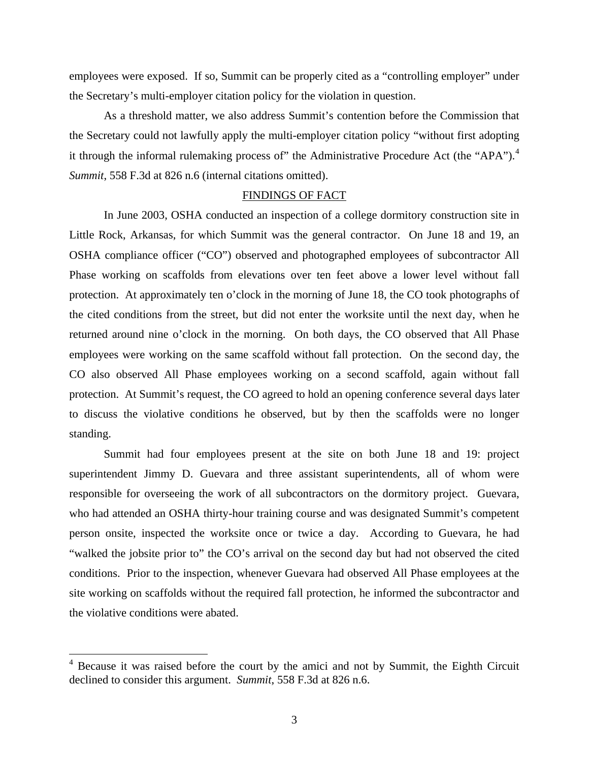employees were exposed. If so, Summit can be properly cited as a "controlling employer" under the Secretary's multi-employer citation policy for the violation in question.

As a threshold matter, we also address Summit's contention before the Commission that the Secretary could not lawfully apply the multi-employer citation policy "without first adopting it through the informal rulemaking process of" the Administrative Procedure Act (the "APA").[4] *Summit*, 558 F.3d at 826 n.6 (internal citations omitted).

## FINDINGS OF FACT

In June 2003, OSHA conducted an inspection of a college dormitory construction site in Little Rock, Arkansas, for which Summit was the general contractor. On June 18 and 19, an OSHA compliance officer ("CO") observed and photographed employees of subcontractor All Phase working on scaffolds from elevations over ten feet above a lower level without fall protection. At approximately ten o'clock in the morning of June 18, the CO took photographs of the cited conditions from the street, but did not enter the worksite until the next day, when he returned around nine o'clock in the morning. On both days, the CO observed that All Phase employees were working on the same scaffold without fall protection. On the second day, the CO also observed All Phase employees working on a second scaffold, again without fall protection. At Summit's request, the CO agreed to hold an opening conference several days later to discuss the violative conditions he observed, but by then the scaffolds were no longer standing.

Summit had four employees present at the site on both June 18 and 19: project superintendent Jimmy D. Guevara and three assistant superintendents, all of whom were responsible for overseeing the work of all subcontractors on the dormitory project. Guevara, who had attended an OSHA thirty-hour training course and was designated Summit's competent person onsite, inspected the worksite once or twice a day. According to Guevara, he had "walked the jobsite prior to" the CO's arrival on the second day but had not observed the cited conditions. Prior to the inspection, whenever Guevara had observed All Phase employees at the site working on scaffolds without the required fall protection, he informed the subcontractor and the violative conditions were abated.

---

[4] Because it was raised before the court by the amici and not by Summit, the Eighth Circuit declined to consider this argument. *Summit*, 558 F.3d at 826 n.6.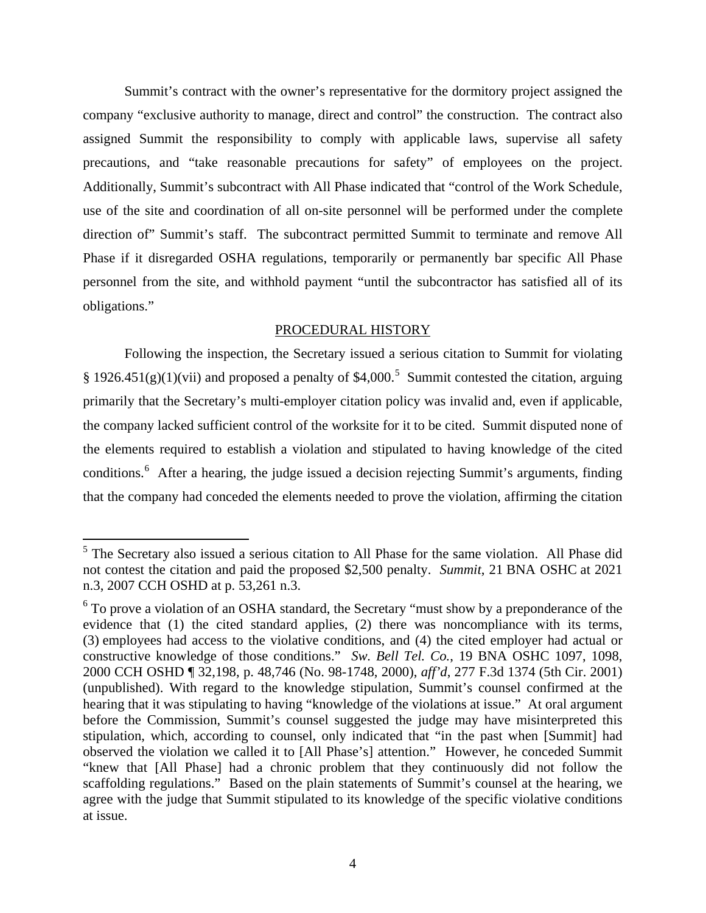Summit's contract with the owner's representative for the dormitory project assigned the company "exclusive authority to manage, direct and control" the construction. The contract also assigned Summit the responsibility to comply with applicable laws, supervise all safety precautions, and "take reasonable precautions for safety" of employees on the project. Additionally, Summit's subcontract with All Phase indicated that "control of the Work Schedule, use of the site and coordination of all on-site personnel will be performed under the complete direction of" Summit's staff. The subcontract permitted Summit to terminate and remove All Phase if it disregarded OSHA regulations, temporarily or permanently bar specific All Phase personnel from the site, and withhold payment "until the subcontractor has satisfied all of its obligations."

## PROCEDURAL HISTORY

Following the inspection, the Secretary issued a serious citation to Summit for violating § 1926.451(g)(1)(vii) and proposed a penalty of $4,000.[5] Summit contested the citation, arguing primarily that the Secretary's multi-employer citation policy was invalid and, even if applicable, the company lacked sufficient control of the worksite for it to be cited. Summit disputed none of the elements required to establish a violation and stipulated to having knowledge of the cited conditions.[6] After a hearing, the judge issued a decision rejecting Summit's arguments, finding that the company had conceded the elements needed to prove the violation, affirming the citation

---

[5] The Secretary also issued a serious citation to All Phase for the same violation. All Phase did not contest the citation and paid the proposed $2,500 penalty. *Summit*, 21 BNA OSHC at 2021 n.3, 2007 CCH OSHD at p. 53,261 n.3.

[6] To prove a violation of an OSHA standard, the Secretary "must show by a preponderance of the evidence that (1) the cited standard applies, (2) there was noncompliance with its terms, (3) employees had access to the violative conditions, and (4) the cited employer had actual or constructive knowledge of those conditions." *Sw. Bell Tel. Co.*, 19 BNA OSHC 1097, 1098, 2000 CCH OSHD ¶ 32,198, p. 48,746 (No. 98-1748, 2000), *aff'd*, 277 F.3d 1374 (5th Cir. 2001) (unpublished). With regard to the knowledge stipulation, Summit's counsel confirmed at the hearing that it was stipulating to having "knowledge of the violations at issue." At oral argument before the Commission, Summit's counsel suggested the judge may have misinterpreted this stipulation, which, according to counsel, only indicated that "in the past when [Summit] had observed the violation we called it to [All Phase's] attention." However, he conceded Summit "knew that [All Phase] had a chronic problem that they continuously did not follow the scaffolding regulations." Based on the plain statements of Summit's counsel at the hearing, we agree with the judge that Summit stipulated to its knowledge of the specific violative conditions at issue.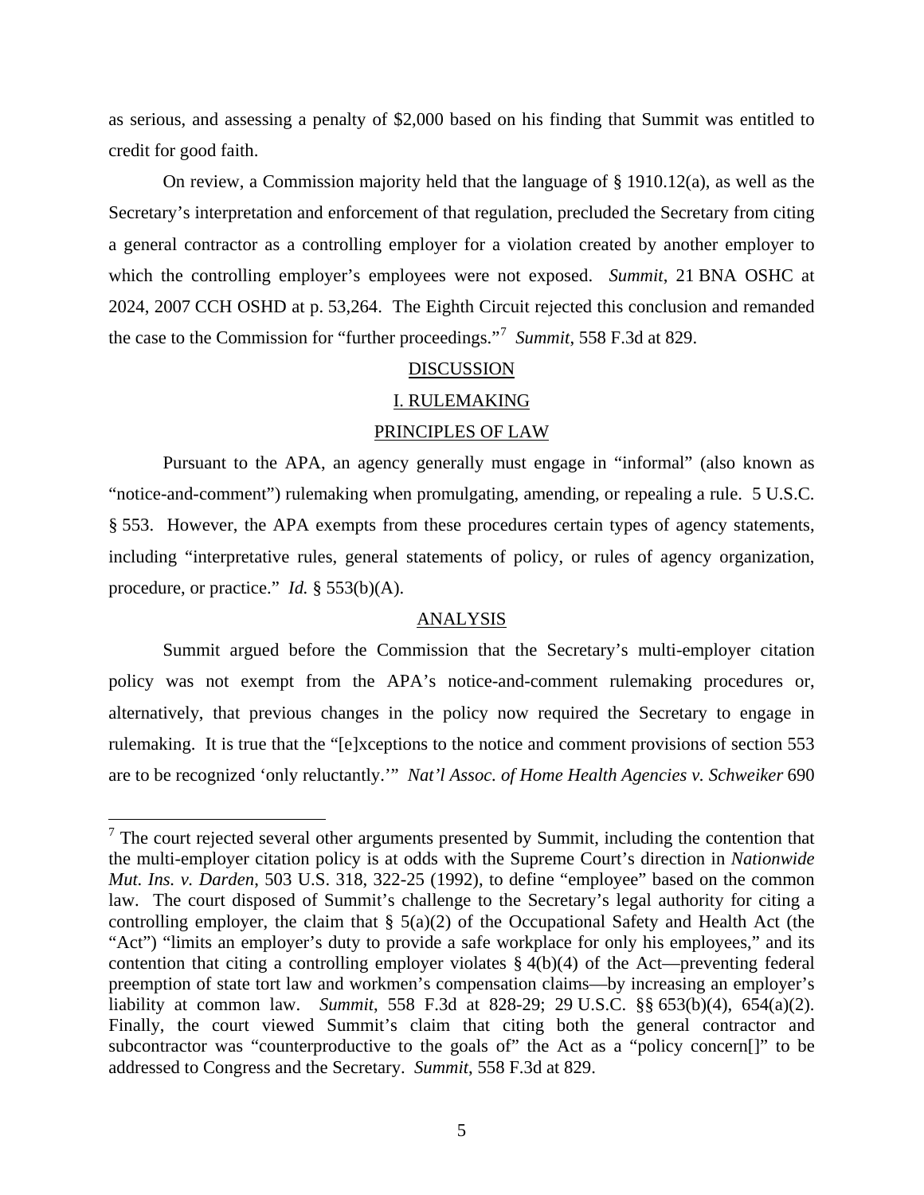as serious, and assessing a penalty of $2,000 based on his finding that Summit was entitled to credit for good faith.

On review, a Commission majority held that the language of § 1910.12(a), as well as the Secretary's interpretation and enforcement of that regulation, precluded the Secretary from citing a general contractor as a controlling employer for a violation created by another employer to which the controlling employer's employees were not exposed. *Summit*, 21 BNA OSHC at 2024, 2007 CCH OSHD at p. 53,264. The Eighth Circuit rejected this conclusion and remanded the case to the Commission for "further proceedings."[7] *Summit*, 558 F.3d at 829.

## DISCUSSION

## I. RULEMAKING

### PRINCIPLES OF LAW

Pursuant to the APA, an agency generally must engage in "informal" (also known as "notice-and-comment") rulemaking when promulgating, amending, or repealing a rule. 5 U.S.C. § 553. However, the APA exempts from these procedures certain types of agency statements, including "interpretative rules, general statements of policy, or rules of agency organization, procedure, or practice." *Id.* § 553(b)(A).

### ANALYSIS

Summit argued before the Commission that the Secretary's multi-employer citation policy was not exempt from the APA's notice-and-comment rulemaking procedures or, alternatively, that previous changes in the policy now required the Secretary to engage in rulemaking. It is true that the "[e]xceptions to the notice and comment provisions of section 553 are to be recognized 'only reluctantly.'" *Nat'l Assoc. of Home Health Agencies v. Schweiker* 690

---

[7] The court rejected several other arguments presented by Summit, including the contention that the multi-employer citation policy is at odds with the Supreme Court's direction in *Nationwide Mut. Ins. v. Darden*, 503 U.S. 318, 322-25 (1992), to define "employee" based on the common law. The court disposed of Summit's challenge to the Secretary's legal authority for citing a controlling employer, the claim that § 5(a)(2) of the Occupational Safety and Health Act (the "Act") "limits an employer's duty to provide a safe workplace for only his employees," and its contention that citing a controlling employer violates § 4(b)(4) of the Act—preventing federal preemption of state tort law and workmen's compensation claims—by increasing an employer's liability at common law. *Summit*, 558 F.3d at 828-29; 29 U.S.C. §§ 653(b)(4), 654(a)(2). Finally, the court viewed Summit's claim that citing both the general contractor and subcontractor was "counterproductive to the goals of" the Act as a "policy concern[]" to be addressed to Congress and the Secretary. *Summit*, 558 F.3d at 829.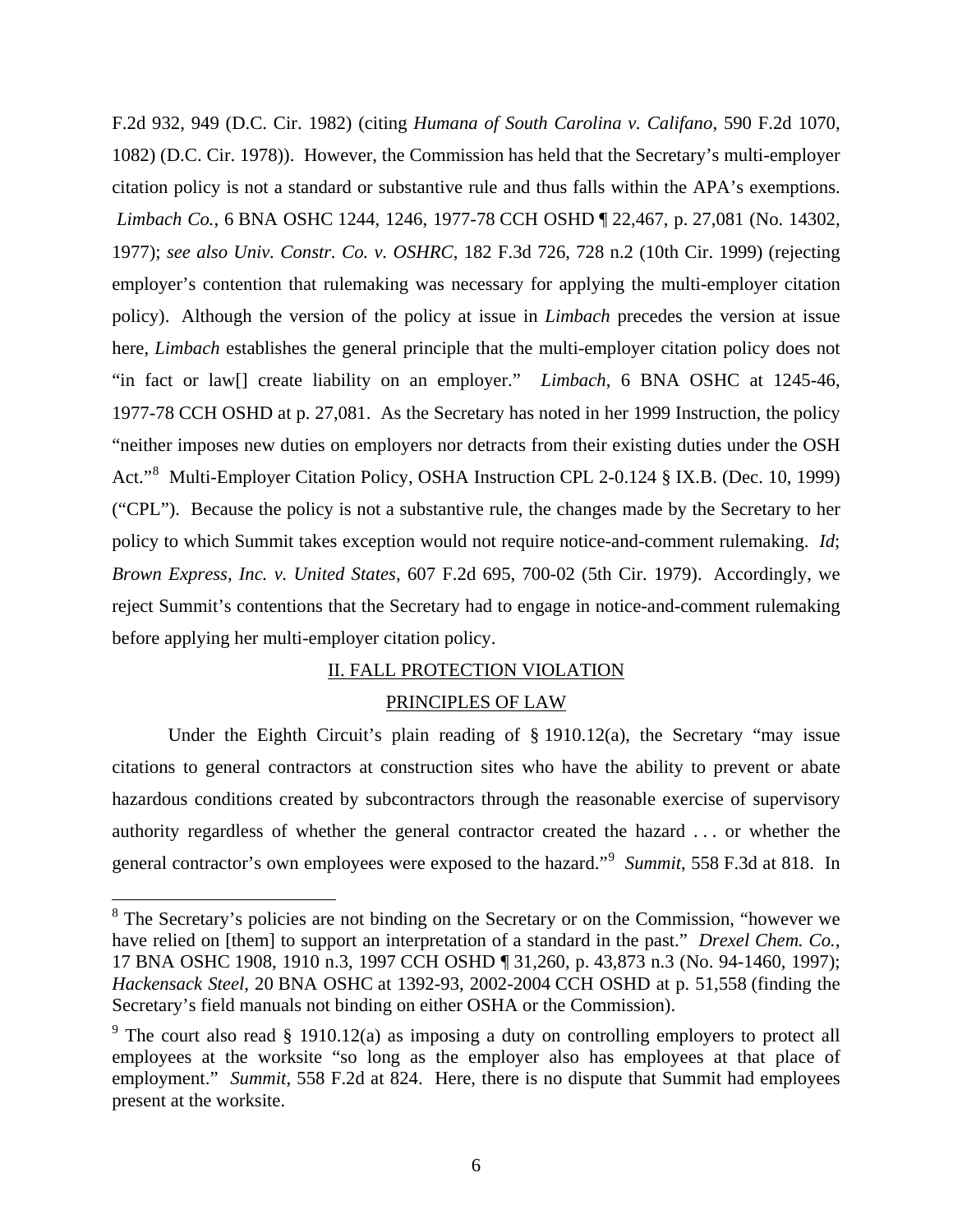F.2d 932, 949 (D.C. Cir. 1982) (citing *Humana of South Carolina v. Califano*, 590 F.2d 1070, 1082) (D.C. Cir. 1978)). However, the Commission has held that the Secretary's multi-employer citation policy is not a standard or substantive rule and thus falls within the APA's exemptions. *Limbach Co.*, 6 BNA OSHC 1244, 1246, 1977-78 CCH OSHD ¶ 22,467, p. 27,081 (No. 14302, 1977); *see also Univ. Constr. Co. v. OSHRC*, 182 F.3d 726, 728 n.2 (10th Cir. 1999) (rejecting employer's contention that rulemaking was necessary for applying the multi-employer citation policy). Although the version of the policy at issue in *Limbach* precedes the version at issue here, *Limbach* establishes the general principle that the multi-employer citation policy does not "in fact or law[] create liability on an employer." *Limbach*, 6 BNA OSHC at 1245-46, 1977-78 CCH OSHD at p. 27,081. As the Secretary has noted in her 1999 Instruction, the policy "neither imposes new duties on employers nor detracts from their existing duties under the OSH Act."[8] Multi-Employer Citation Policy, OSHA Instruction CPL 2-0.124 § IX.B. (Dec. 10, 1999) ("CPL"). Because the policy is not a substantive rule, the changes made by the Secretary to her policy to which Summit takes exception would not require notice-and-comment rulemaking. *Id*; *Brown Express, Inc. v. United States*, 607 F.2d 695, 700-02 (5th Cir. 1979). Accordingly, we reject Summit's contentions that the Secretary had to engage in notice-and-comment rulemaking before applying her multi-employer citation policy.

## II. FALL PROTECTION VIOLATION

### PRINCIPLES OF LAW

Under the Eighth Circuit's plain reading of § 1910.12(a), the Secretary "may issue citations to general contractors at construction sites who have the ability to prevent or abate hazardous conditions created by subcontractors through the reasonable exercise of supervisory authority regardless of whether the general contractor created the hazard . . . or whether the general contractor's own employees were exposed to the hazard."[9] *Summit*, 558 F.3d at 818. In

---

[8] The Secretary's policies are not binding on the Secretary or on the Commission, "however we have relied on [them] to support an interpretation of a standard in the past." *Drexel Chem. Co.*, 17 BNA OSHC 1908, 1910 n.3, 1997 CCH OSHD ¶ 31,260, p. 43,873 n.3 (No. 94-1460, 1997); *Hackensack Steel*, 20 BNA OSHC at 1392-93, 2002-2004 CCH OSHD at p. 51,558 (finding the Secretary's field manuals not binding on either OSHA or the Commission).

[9] The court also read § 1910.12(a) as imposing a duty on controlling employers to protect all employees at the worksite "so long as the employer also has employees at that place of employment." *Summit*, 558 F.2d at 824. Here, there is no dispute that Summit had employees present at the worksite.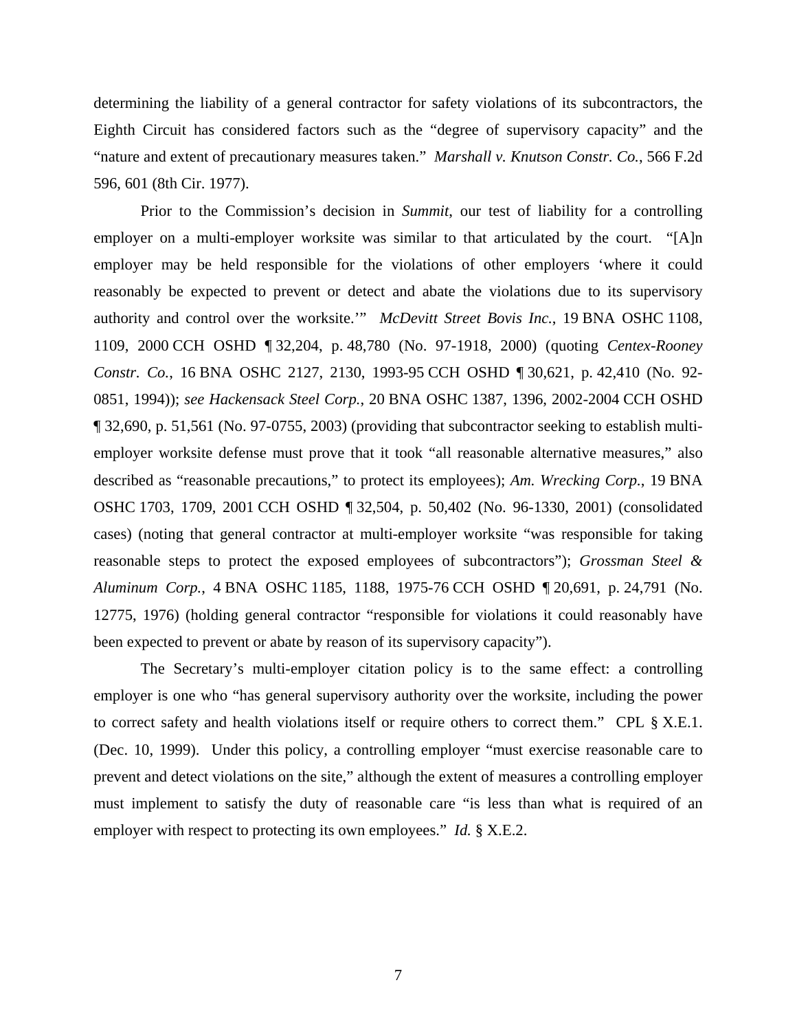determining the liability of a general contractor for safety violations of its subcontractors, the Eighth Circuit has considered factors such as the "degree of supervisory capacity" and the "nature and extent of precautionary measures taken." *Marshall v. Knutson Constr. Co.*, 566 F.2d 596, 601 (8th Cir. 1977).

Prior to the Commission's decision in *Summit*, our test of liability for a controlling employer on a multi-employer worksite was similar to that articulated by the court. "[A]n employer may be held responsible for the violations of other employers 'where it could reasonably be expected to prevent or detect and abate the violations due to its supervisory authority and control over the worksite.'" *McDevitt Street Bovis Inc.*, 19 BNA OSHC 1108, 1109, 2000 CCH OSHD ¶ 32,204, p. 48,780 (No. 97-1918, 2000) (quoting *Centex-Rooney Constr. Co.*, 16 BNA OSHC 2127, 2130, 1993-95 CCH OSHD ¶ 30,621, p. 42,410 (No. 92-0851, 1994)); *see Hackensack Steel Corp.*, 20 BNA OSHC 1387, 1396, 2002-2004 CCH OSHD ¶ 32,690, p. 51,561 (No. 97-0755, 2003) (providing that subcontractor seeking to establish multi-employer worksite defense must prove that it took "all reasonable alternative measures," also described as "reasonable precautions," to protect its employees); *Am. Wrecking Corp.*, 19 BNA OSHC 1703, 1709, 2001 CCH OSHD ¶ 32,504, p. 50,402 (No. 96-1330, 2001) (consolidated cases) (noting that general contractor at multi-employer worksite "was responsible for taking reasonable steps to protect the exposed employees of subcontractors"); *Grossman Steel & Aluminum Corp.*, 4 BNA OSHC 1185, 1188, 1975-76 CCH OSHD ¶ 20,691, p. 24,791 (No. 12775, 1976) (holding general contractor "responsible for violations it could reasonably have been expected to prevent or abate by reason of its supervisory capacity").

The Secretary's multi-employer citation policy is to the same effect: a controlling employer is one who "has general supervisory authority over the worksite, including the power to correct safety and health violations itself or require others to correct them." CPL § X.E.1. (Dec. 10, 1999). Under this policy, a controlling employer "must exercise reasonable care to prevent and detect violations on the site," although the extent of measures a controlling employer must implement to satisfy the duty of reasonable care "is less than what is required of an employer with respect to protecting its own employees." *Id.* § X.E.2.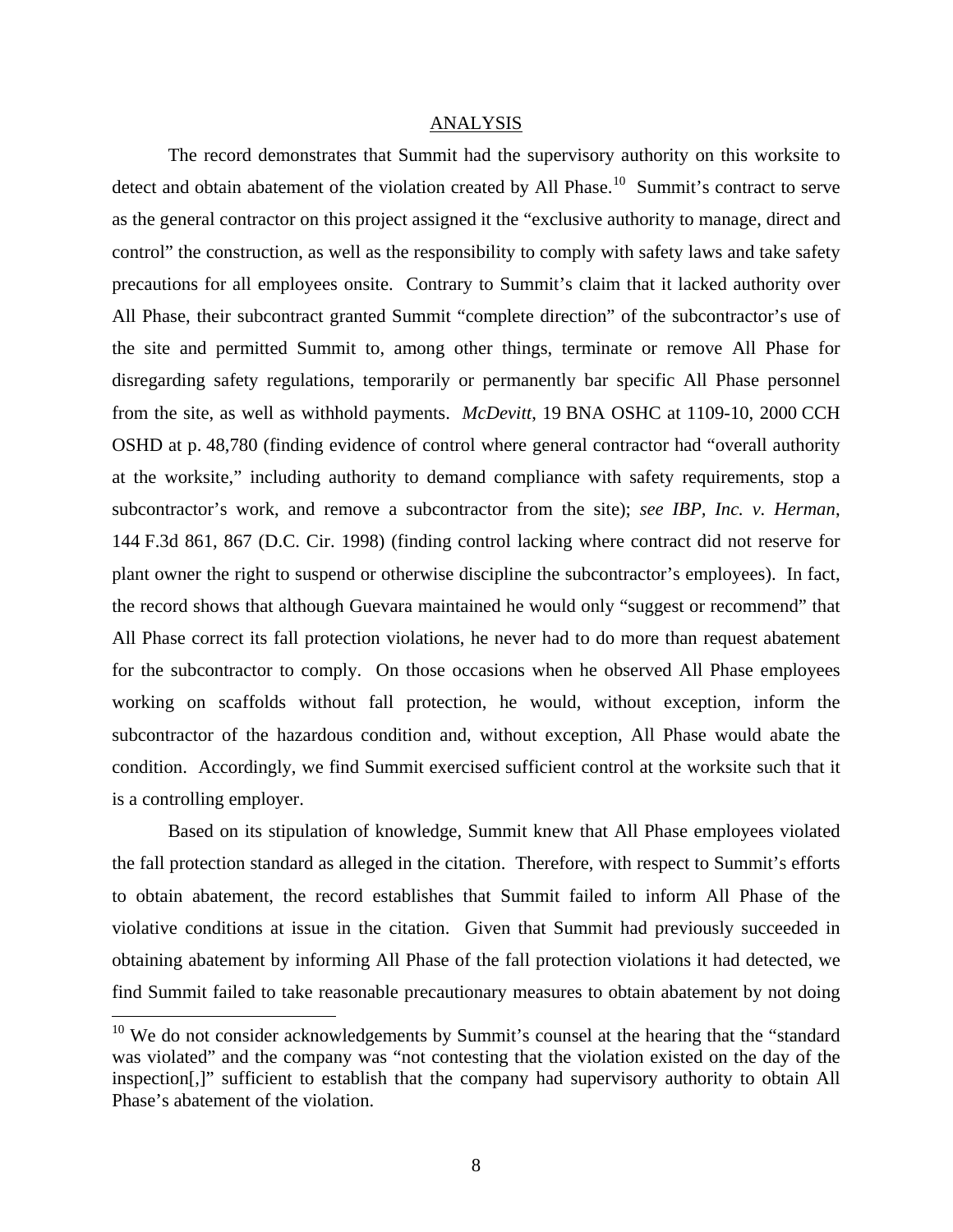## ANALYSIS

The record demonstrates that Summit had the supervisory authority on this worksite to detect and obtain abatement of the violation created by All Phase.[10] Summit's contract to serve as the general contractor on this project assigned it the "exclusive authority to manage, direct and control" the construction, as well as the responsibility to comply with safety laws and take safety precautions for all employees onsite. Contrary to Summit's claim that it lacked authority over All Phase, their subcontract granted Summit "complete direction" of the subcontractor's use of the site and permitted Summit to, among other things, terminate or remove All Phase for disregarding safety regulations, temporarily or permanently bar specific All Phase personnel from the site, as well as withhold payments. *McDevitt*, 19 BNA OSHC at 1109-10, 2000 CCH OSHD at p. 48,780 (finding evidence of control where general contractor had "overall authority at the worksite," including authority to demand compliance with safety requirements, stop a subcontractor's work, and remove a subcontractor from the site); *see IBP, Inc. v. Herman*, 144 F.3d 861, 867 (D.C. Cir. 1998) (finding control lacking where contract did not reserve for plant owner the right to suspend or otherwise discipline the subcontractor's employees). In fact, the record shows that although Guevara maintained he would only "suggest or recommend" that All Phase correct its fall protection violations, he never had to do more than request abatement for the subcontractor to comply. On those occasions when he observed All Phase employees working on scaffolds without fall protection, he would, without exception, inform the subcontractor of the hazardous condition and, without exception, All Phase would abate the condition. Accordingly, we find Summit exercised sufficient control at the worksite such that it is a controlling employer.

Based on its stipulation of knowledge, Summit knew that All Phase employees violated the fall protection standard as alleged in the citation. Therefore, with respect to Summit's efforts to obtain abatement, the record establishes that Summit failed to inform All Phase of the violative conditions at issue in the citation. Given that Summit had previously succeeded in obtaining abatement by informing All Phase of the fall protection violations it had detected, we find Summit failed to take reasonable precautionary measures to obtain abatement by not doing

[10] We do not consider acknowledgements by Summit's counsel at the hearing that the "standard was violated" and the company was "not contesting that the violation existed on the day of the inspection[,]" sufficient to establish that the company had supervisory authority to obtain All Phase's abatement of the violation.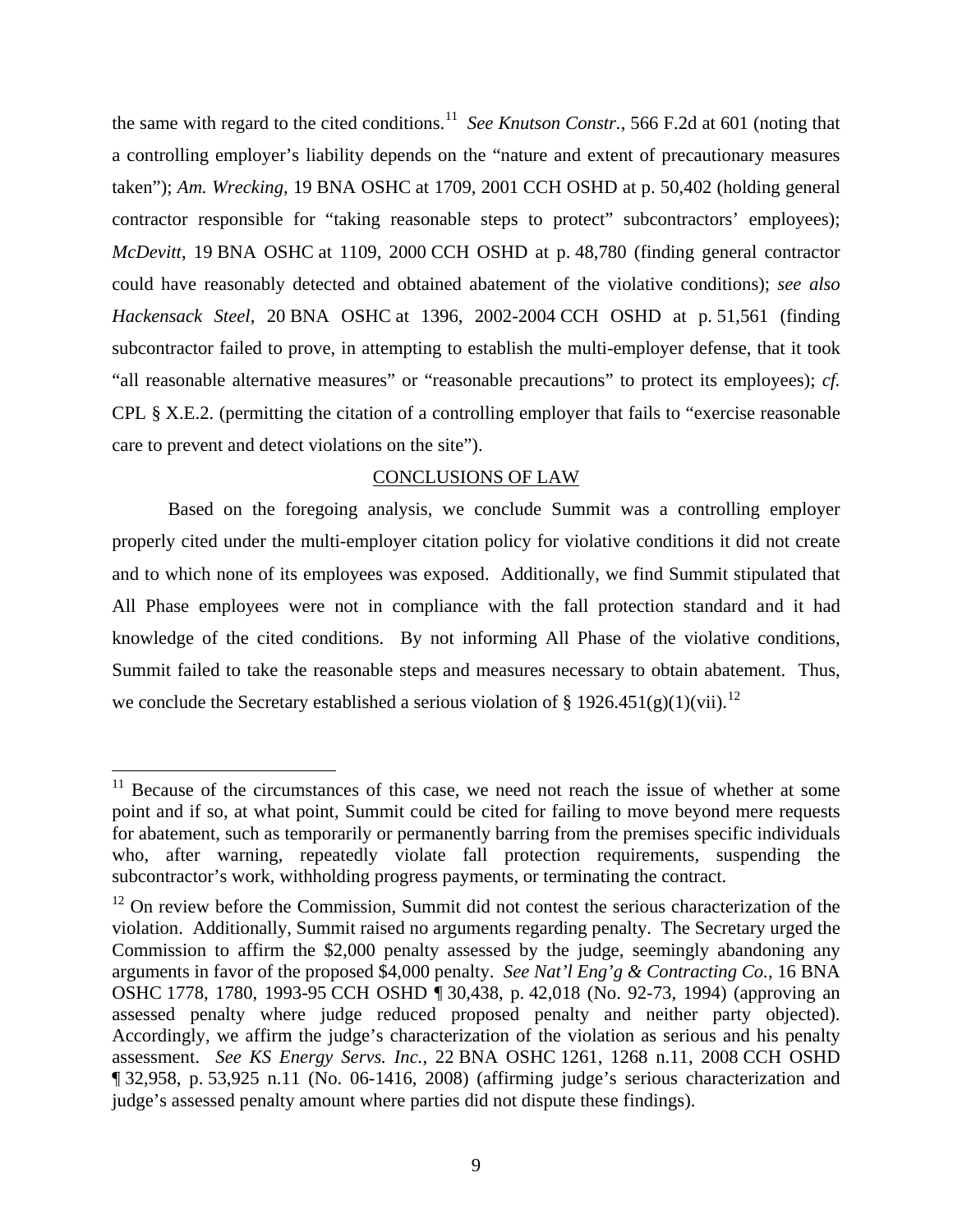the same with regard to the cited conditions.[11] *See Knutson Constr.*, 566 F.2d at 601 (noting that a controlling employer's liability depends on the "nature and extent of precautionary measures taken"); *Am. Wrecking*, 19 BNA OSHC at 1709, 2001 CCH OSHD at p. 50,402 (holding general contractor responsible for "taking reasonable steps to protect" subcontractors' employees); *McDevitt*, 19 BNA OSHC at 1109, 2000 CCH OSHD at p. 48,780 (finding general contractor could have reasonably detected and obtained abatement of the violative conditions); *see also Hackensack Steel*, 20 BNA OSHC at 1396, 2002-2004 CCH OSHD at p. 51,561 (finding subcontractor failed to prove, in attempting to establish the multi-employer defense, that it took "all reasonable alternative measures" or "reasonable precautions" to protect its employees); *cf.* CPL § X.E.2. (permitting the citation of a controlling employer that fails to "exercise reasonable care to prevent and detect violations on the site").

## CONCLUSIONS OF LAW

Based on the foregoing analysis, we conclude Summit was a controlling employer properly cited under the multi-employer citation policy for violative conditions it did not create and to which none of its employees was exposed. Additionally, we find Summit stipulated that All Phase employees were not in compliance with the fall protection standard and it had knowledge of the cited conditions. By not informing All Phase of the violative conditions, Summit failed to take the reasonable steps and measures necessary to obtain abatement. Thus, we conclude the Secretary established a serious violation of § 1926.451(g)(1)(vii).[12]

---

[11] Because of the circumstances of this case, we need not reach the issue of whether at some point and if so, at what point, Summit could be cited for failing to move beyond mere requests for abatement, such as temporarily or permanently barring from the premises specific individuals who, after warning, repeatedly violate fall protection requirements, suspending the subcontractor's work, withholding progress payments, or terminating the contract.

[12] On review before the Commission, Summit did not contest the serious characterization of the violation. Additionally, Summit raised no arguments regarding penalty. The Secretary urged the Commission to affirm the $2,000 penalty assessed by the judge, seemingly abandoning any arguments in favor of the proposed $4,000 penalty. *See Nat'l Eng'g & Contracting Co.*, 16 BNA OSHC 1778, 1780, 1993-95 CCH OSHD ¶ 30,438, p. 42,018 (No. 92-73, 1994) (approving an assessed penalty where judge reduced proposed penalty and neither party objected). Accordingly, we affirm the judge's characterization of the violation as serious and his penalty assessment. *See KS Energy Servs. Inc.*, 22 BNA OSHC 1261, 1268 n.11, 2008 CCH OSHD ¶ 32,958, p. 53,925 n.11 (No. 06-1416, 2008) (affirming judge's serious characterization and judge's assessed penalty amount where parties did not dispute these findings).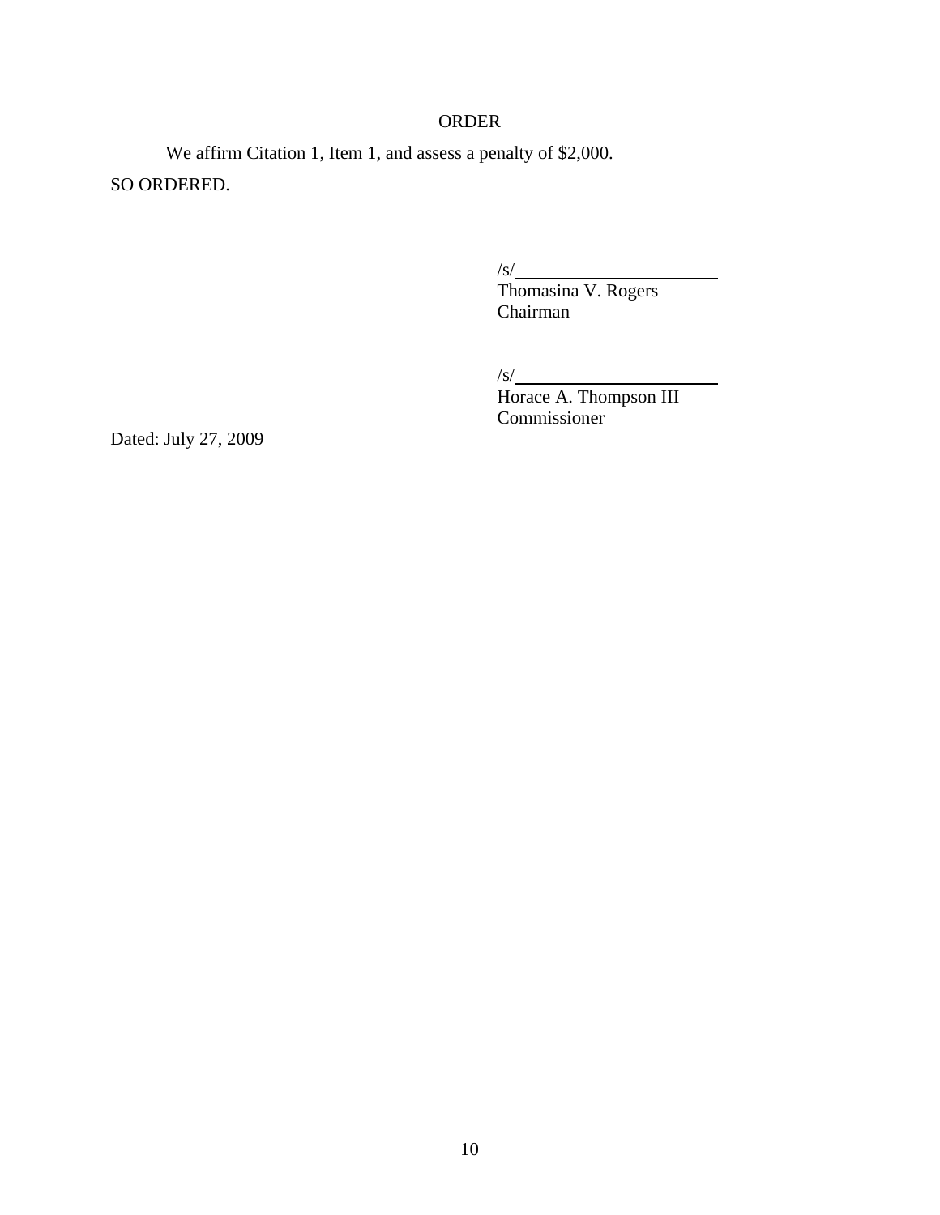## ORDER

We affirm Citation 1, Item 1, and assess a penalty of $2,000.

SO ORDERED.

/s/
Thomasina V. Rogers
Chairman

/s/
Horace A. Thompson III
Commissioner

Dated: July 27, 2009